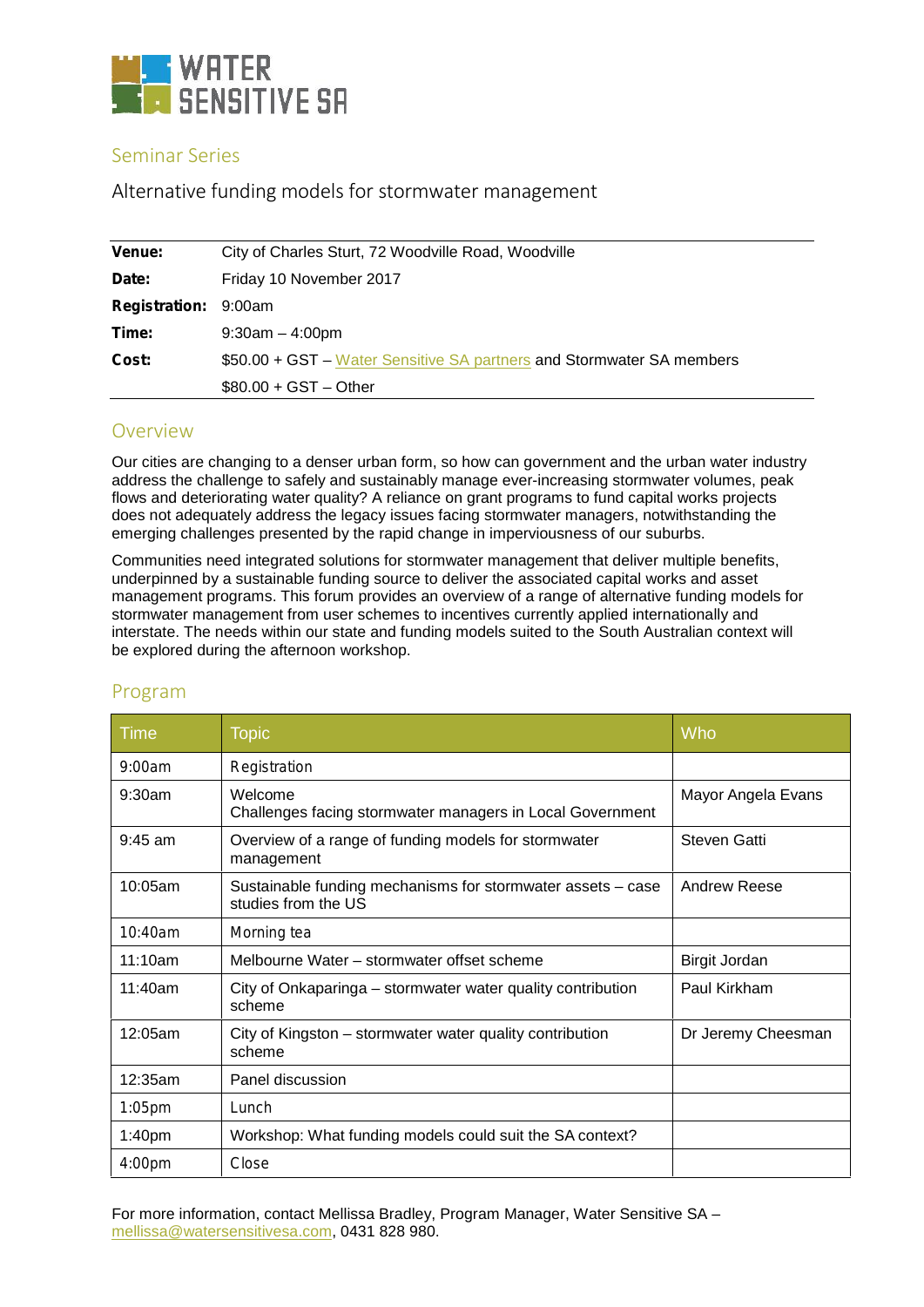WATER SENSITIVE SA

## Seminar Series

# Alternative funding models for stormwater management

| | |
|---|---|
| **Venue:** | City of Charles Sturt, 72 Woodville Road, Woodville |
| **Date:** | Friday 10 November 2017 |
| **Registration:** | 9:00am |
| **Time:** | 9:30am – 4:00pm |
| **Cost:** | $50.00 + GST – Water Sensitive SA partners and Stormwater SA members |
| | $80.00 + GST – Other |

## Overview

Our cities are changing to a denser urban form, so how can government and the urban water industry address the challenge to safely and sustainably manage ever-increasing stormwater volumes, peak flows and deteriorating water quality? A reliance on grant programs to fund capital works projects does not adequately address the legacy issues facing stormwater managers, notwithstanding the emerging challenges presented by the rapid change in imperviousness of our suburbs.

Communities need integrated solutions for stormwater management that deliver multiple benefits, underpinned by a sustainable funding source to deliver the associated capital works and asset management programs. This forum provides an overview of a range of alternative funding models for stormwater management from user schemes to incentives currently applied internationally and interstate. The needs within our state and funding models suited to the South Australian context will be explored during the afternoon workshop.

## Program

| Time | Topic | Who |
|---|---|---|
| 9:00am | Registration | |
| 9:30am | Welcome<br>Challenges facing stormwater managers in Local Government | Mayor Angela Evans |
| 9:45 am | Overview of a range of funding models for stormwater management | Steven Gatti |
| 10:05am | Sustainable funding mechanisms for stormwater assets – case studies from the US | Andrew Reese |
| 10:40am | Morning tea | |
| 11:10am | Melbourne Water – stormwater offset scheme | Birgit Jordan |
| 11:40am | City of Onkaparinga – stormwater water quality contribution scheme | Paul Kirkham |
| 12:05am | City of Kingston – stormwater water quality contribution scheme | Dr Jeremy Cheesman |
| 12:35am | Panel discussion | |
| 1:05pm | Lunch | |
| 1:40pm | Workshop: What funding models could suit the SA context? | |
| 4:00pm | Close | |

For more information, contact Mellissa Bradley, Program Manager, Water Sensitive SA – mellissa@watersensitivesa.com, 0431 828 980.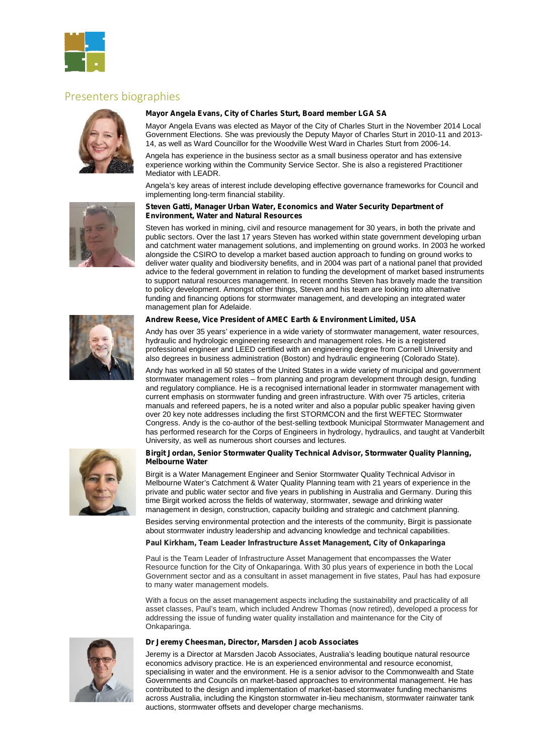## Presenters biographies

**Mayor Angela Evans, City of Charles Sturt, Board member LGA SA**

Mayor Angela Evans was elected as Mayor of the City of Charles Sturt in the November 2014 Local Government Elections. She was previously the Deputy Mayor of Charles Sturt in 2010-11 and 2013-14, as well as Ward Councillor for the Woodville West Ward in Charles Sturt from 2006-14.

Angela has experience in the business sector as a small business operator and has extensive experience working within the Community Service Sector. She is also a registered Practitioner Mediator with LEADR.

Angela's key areas of interest include developing effective governance frameworks for Council and implementing long-term financial stability.

**Steven Gatti, Manager Urban Water, Economics and Water Security Department of Environment, Water and Natural Resources**

Steven has worked in mining, civil and resource management for 30 years, in both the private and public sectors. Over the last 17 years Steven has worked within state government developing urban and catchment water management solutions, and implementing on ground works. In 2003 he worked alongside the CSIRO to develop a market based auction approach to funding on ground works to deliver water quality and biodiversity benefits, and in 2004 was part of a national panel that provided advice to the federal government in relation to funding the development of market based instruments to support natural resources management. In recent months Steven has bravely made the transition to policy development. Amongst other things, Steven and his team are looking into alternative funding and financing options for stormwater management, and developing an integrated water management plan for Adelaide.

**Andrew Reese, Vice President of AMEC Earth & Environment Limited, USA**

Andy has over 35 years' experience in a wide variety of stormwater management, water resources, hydraulic and hydrologic engineering research and management roles. He is a registered professional engineer and LEED certified with an engineering degree from Cornell University and also degrees in business administration (Boston) and hydraulic engineering (Colorado State).

Andy has worked in all 50 states of the United States in a wide variety of municipal and government stormwater management roles – from planning and program development through design, funding and regulatory compliance. He is a recognised international leader in stormwater management with current emphasis on stormwater funding and green infrastructure. With over 75 articles, criteria manuals and refereed papers, he is a noted writer and also a popular public speaker having given over 20 key note addresses including the first STORMCON and the first WEFTEC Stormwater Congress. Andy is the co-author of the best-selling textbook Municipal Stormwater Management and has performed research for the Corps of Engineers in hydrology, hydraulics, and taught at Vanderbilt University, as well as numerous short courses and lectures.

**Birgit Jordan, Senior Stormwater Quality Technical Advisor, Stormwater Quality Planning, Melbourne Water**

Birgit is a Water Management Engineer and Senior Stormwater Quality Technical Advisor in Melbourne Water's Catchment & Water Quality Planning team with 21 years of experience in the private and public water sector and five years in publishing in Australia and Germany. During this time Birgit worked across the fields of waterway, stormwater, sewage and drinking water management in design, construction, capacity building and strategic and catchment planning.

Besides serving environmental protection and the interests of the community, Birgit is passionate about stormwater industry leadership and advancing knowledge and technical capabilities.

**Paul Kirkham, Team Leader Infrastructure Asset Management, City of Onkaparinga**

Paul is the Team Leader of Infrastructure Asset Management that encompasses the Water Resource function for the City of Onkaparinga. With 30 plus years of experience in both the Local Government sector and as a consultant in asset management in five states, Paul has had exposure to many water management models.

With a focus on the asset management aspects including the sustainability and practicality of all asset classes, Paul's team, which included Andrew Thomas (now retired), developed a process for addressing the issue of funding water quality installation and maintenance for the City of Onkaparinga.

**Dr Jeremy Cheesman, Director, Marsden Jacob Associates**

Jeremy is a Director at Marsden Jacob Associates, Australia's leading boutique natural resource economics advisory practice. He is an experienced environmental and resource economist, specialising in water and the environment. He is a senior advisor to the Commonwealth and State Governments and Councils on market-based approaches to environmental management. He has contributed to the design and implementation of market-based stormwater funding mechanisms across Australia, including the Kingston stormwater in-lieu mechanism, stormwater rainwater tank auctions, stormwater offsets and developer charge mechanisms.